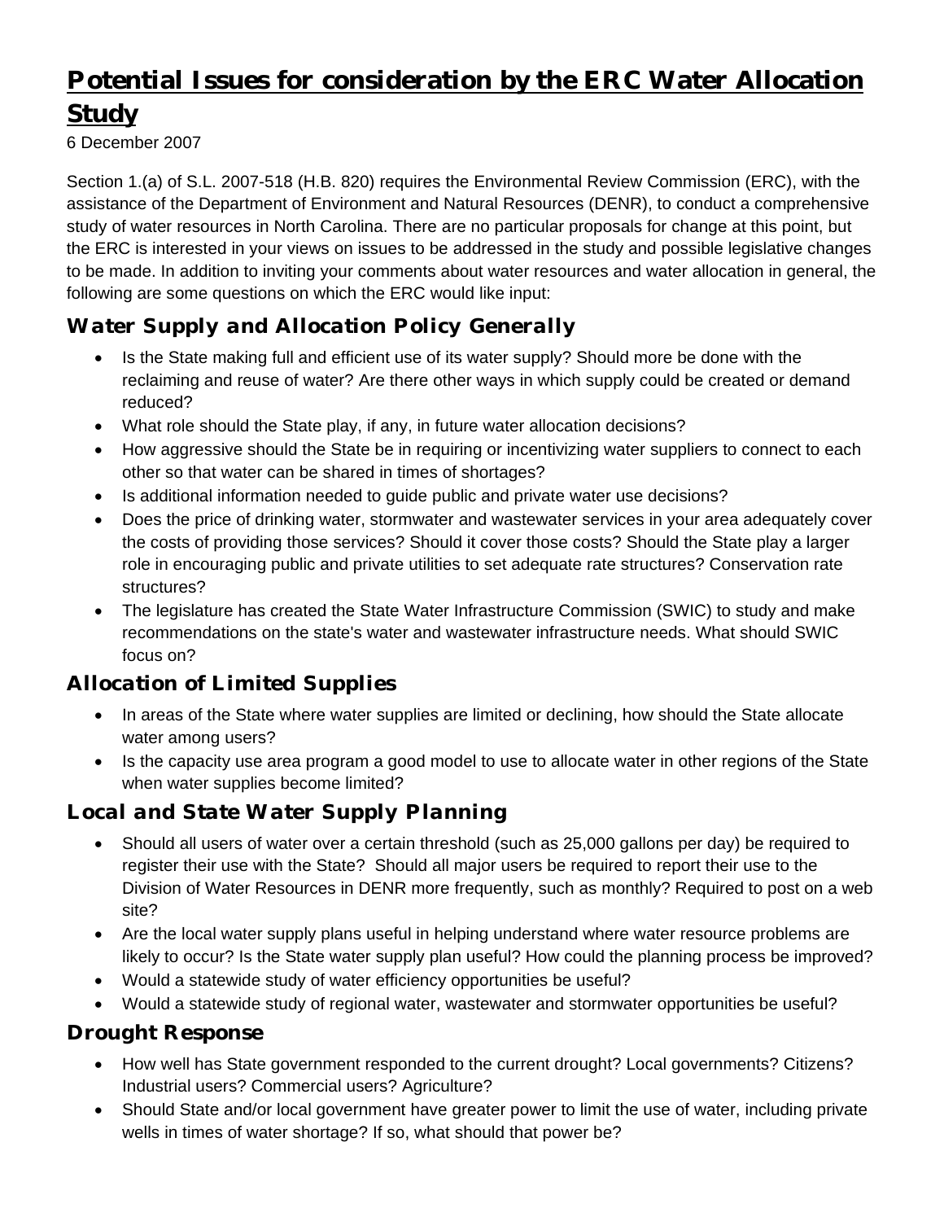# Potential Issues for consideration by the ERC Water Allocation Study

6 December 2007

Section 1.(a) of S.L. 2007-518 (H.B. 820) requires the Environmental Review Commission (ERC), with the assistance of the Department of Environment and Natural Resources (DENR), to conduct a comprehensive study of water resources in North Carolina. There are no particular proposals for change at this point, but the ERC is interested in your views on issues to be addressed in the study and possible legislative changes to be made. In addition to inviting your comments about water resources and water allocation in general, the following are some questions on which the ERC would like input:

## Water Supply and Allocation Policy Generally

- Is the State making full and efficient use of its water supply? Should more be done with the reclaiming and reuse of water? Are there other ways in which supply could be created or demand reduced?
- What role should the State play, if any, in future water allocation decisions?
- How aggressive should the State be in requiring or incentivizing water suppliers to connect to each other so that water can be shared in times of shortages?
- Is additional information needed to guide public and private water use decisions?
- Does the price of drinking water, stormwater and wastewater services in your area adequately cover the costs of providing those services? Should it cover those costs? Should the State play a larger role in encouraging public and private utilities to set adequate rate structures? Conservation rate structures?
- The legislature has created the State Water Infrastructure Commission (SWIC) to study and make recommendations on the state's water and wastewater infrastructure needs. What should SWIC focus on?

## Allocation of Limited Supplies

- In areas of the State where water supplies are limited or declining, how should the State allocate water among users?
- Is the capacity use area program a good model to use to allocate water in other regions of the State when water supplies become limited?

## Local and State Water Supply Planning

- Should all users of water over a certain threshold (such as 25,000 gallons per day) be required to register their use with the State? Should all major users be required to report their use to the Division of Water Resources in DENR more frequently, such as monthly? Required to post on a web site?
- Are the local water supply plans useful in helping understand where water resource problems are likely to occur? Is the State water supply plan useful? How could the planning process be improved?
- Would a statewide study of water efficiency opportunities be useful?
- Would a statewide study of regional water, wastewater and stormwater opportunities be useful?

## Drought Response

- How well has State government responded to the current drought? Local governments? Citizens? Industrial users? Commercial users? Agriculture?
- Should State and/or local government have greater power to limit the use of water, including private wells in times of water shortage? If so, what should that power be?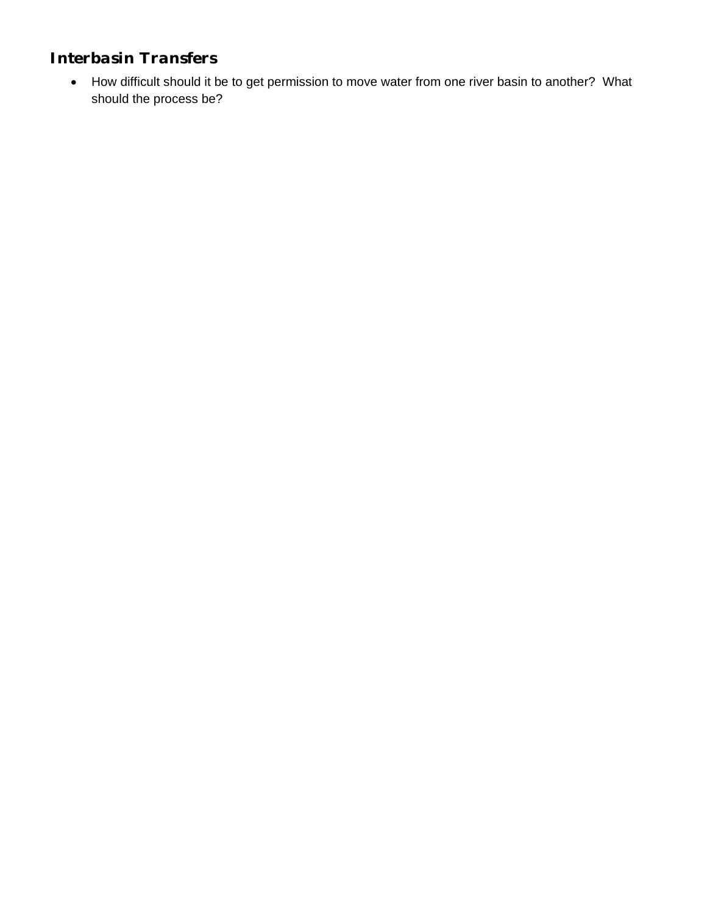## Interbasin Transfers

- How difficult should it be to get permission to move water from one river basin to another? What should the process be?